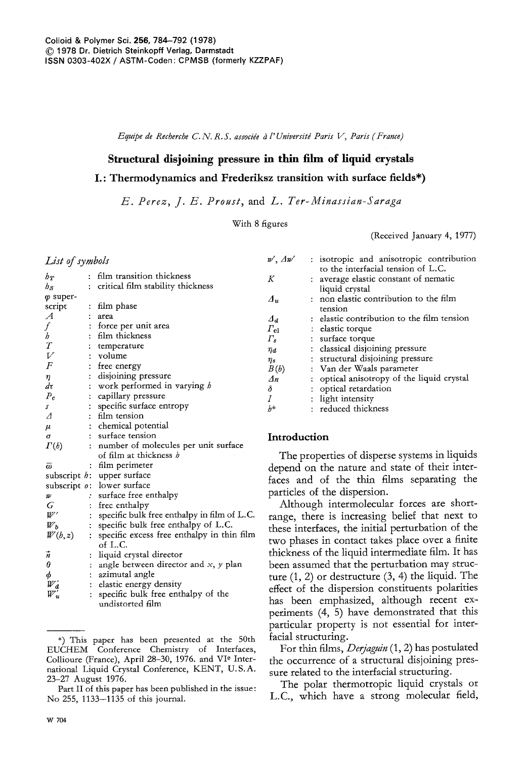Colloid & Polymer Sci. 256, 784–792 (1978)
© 1978 Dr. Dietrich Steinkopff Verlag, Darmstadt
ISSN 0303-402X / ASTM-Coden: CPMSB (formerly KZZPAF)

*Equipe de Recherche C.N.R.S. associée à l'Université Paris V, Paris (France)*

# Structural disjoining pressure in thin film of liquid crystals

## I.: Thermodynamics and Frederiksz transition with surface fields*)

*E. Perez, J. E. Proust,* and *L. Ter-Minassian-Saraga*

With 8 figures

(Received January 4, 1977)

## *List of symbols*

| | | |
|---|---|---|
| $h_T$ | : | film transition thickness |
| $h_S$ | : | critical film stability thickness |
| $\varphi$ superscript | : | film phase |
| $A$ | : | area |
| $f$ | : | force per unit area |
| $h$ | : | film thickness |
| $T$ | : | temperature |
| $V$ | : | volume |
| $F$ | : | free energy |
| $\eta$ | : | disjoining pressure |
| $d\tau$ | : | work performed in varying $h$ |
| $P_c$ | : | capillary pressure |
| $s$ | : | specific surface entropy |
| $\Delta$ | : | film tension |
| $\mu$ | : | chemical potential |
| $\sigma$ | : | surface tension |
| $\Gamma(h)$ | : | number of molecules per unit surface of film at thickness $h$ |
| $\bar{\omega}$ | : | film perimeter |
| subscript $h$ | : | upper surface |
| subscript $o$ | : | lower surface |
| $w$ | : | surface free enthalpy |
| $G$ | : | free enthalpy |
| $W'$ | : | specific bulk free enthalpy in film of L.C. |
| $W_b$ | : | specific bulk free enthalpy of L.C. |
| $W(h,z)$ | : | specific excess free enthalpy in thin film of L.C. |
| $\vec{n}$ | : | liquid crystal director |
| $\theta$ | : | angle between director and $x$, $y$ plan |
| $\phi$ | : | azimutal angle |
| $W'_d$ | : | elastic energy density |
| $W'_u$ | : | specific bulk free enthalpy of the undistorted film |
| $w'$, $\Delta w'$ | : | isotropic and anisotropic contribution to the interfacial tension of L.C. |
| $K$ | : | average elastic constant of nematic liquid crystal |
| $\Delta_u$ | : | non elastic contribution to the film tension |
| $\Delta_d$ | : | elastic contribution to the film tension |
| $\Gamma_{el}$ | : | elastic torque |
| $\Gamma_s$ | : | surface torque |
| $\eta_d$ | : | classical disjoining pressure |
| $\eta_s$ | : | structural disjoining pressure |
| $B(h)$ | : | Van der Waals parameter |
| $\Delta n$ | : | optical anisotropy of the liquid crystal |
| $\delta$ | : | optical retardation |
| $I$ | : | light intensity |
| $h^+$ | : | reduced thickness |

## Introduction

The properties of disperse systems in liquids depend on the nature and state of their interfaces and of the thin films separating the particles of the dispersion.

Although intermolecular forces are short-range, there is increasing belief that next to these interfaces, the initial perturbation of the two phases in contact takes place over a finite thickness of the liquid intermediate film. It has been assumed that the perturbation may structure (1, 2) or destructure (3, 4) the liquid. The effect of the dispersion constituents polarities has been emphasized, although recent experiments (4, 5) have demonstrated that this particular property is not essential for interfacial structuring.

For thin films, *Derjaguin* (1, 2) has postulated the occurrence of a structural disjoining pressure related to the interfacial structuring.

The polar thermotropic liquid crystals or L.C., which have a strong molecular field,

---

*) This paper has been presented at the 50th EUCHEM Conference Chemistry of Interfaces, Colliour (France), April 28–30, 1976. and VI$^{e}$ International Liquid Crystal Conference, KENT, U.S.A. 23–27 August 1976.

Part II of this paper has been published in the issue: No 255, 1133–1135 of this journal.

W 704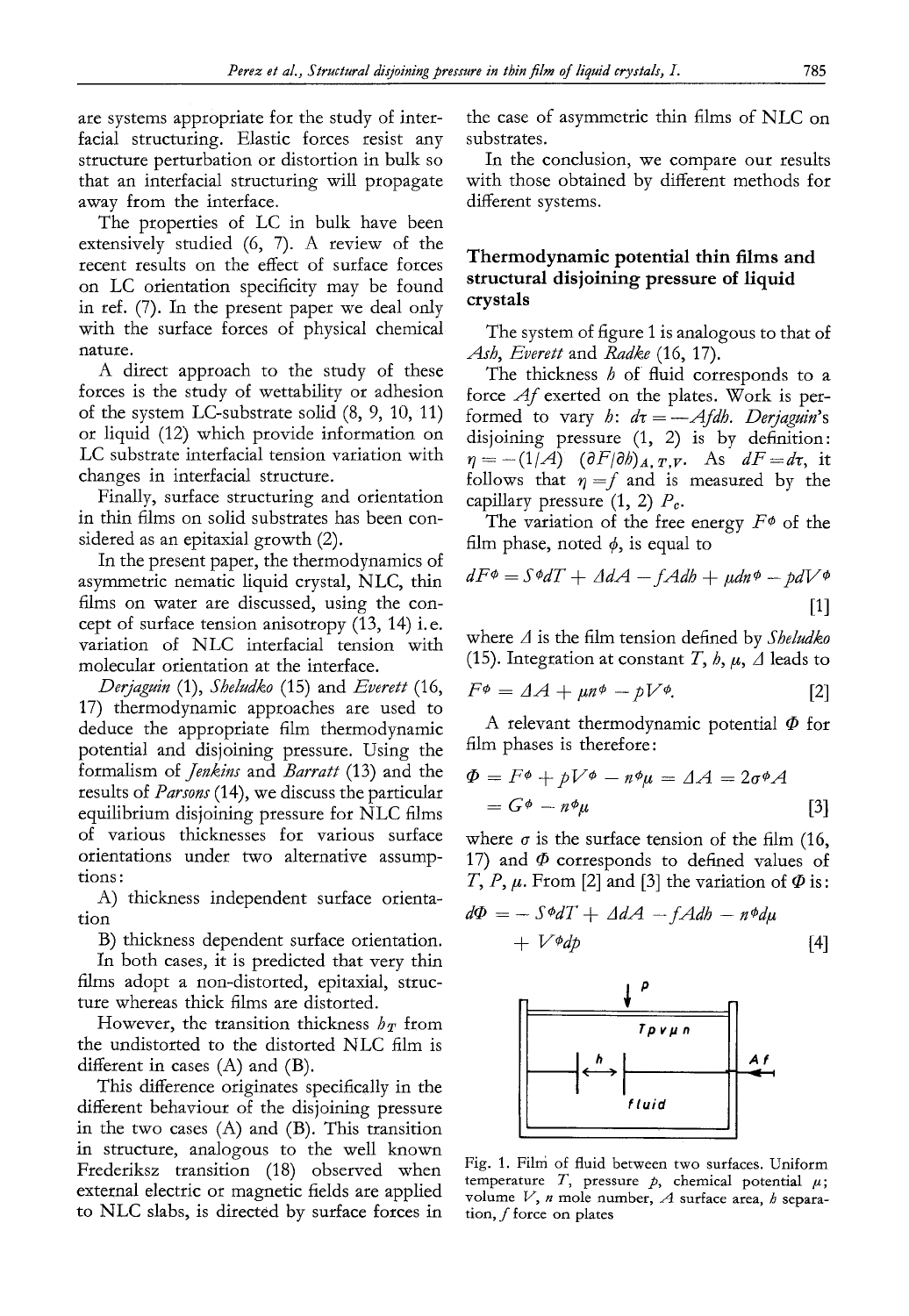are systems appropriate for the study of interfacial structuring. Elastic forces resist any structure perturbation or distortion in bulk so that an interfacial structuring will propagate away from the interface.

The properties of LC in bulk have been extensively studied (6, 7). A review of the recent results on the effect of surface forces on LC orientation specificity may be found in ref. (7). In the present paper we deal only with the surface forces of physical chemical nature.

A direct approach to the study of these forces is the study of wettability or adhesion of the system LC-substrate solid (8, 9, 10, 11) or liquid (12) which provide information on LC substrate interfacial tension variation with changes in interfacial structure.

Finally, surface structuring and orientation in thin films on solid substrates has been considered as an epitaxial growth (2).

In the present paper, the thermodynamics of asymmetric nematic liquid crystal, NLC, thin films on water are discussed, using the concept of surface tension anisotropy (13, 14) i.e. variation of NLC interfacial tension with molecular orientation at the interface.

*Derjaguin* (1), *Sheludko* (15) and *Everett* (16, 17) thermodynamic approaches are used to deduce the appropriate film thermodynamic potential and disjoining pressure. Using the formalism of *Jenkins* and *Barratt* (13) and the results of *Parsons* (14), we discuss the particular equilibrium disjoining pressure for NLC films of various thicknesses for various surface orientations under two alternative assumptions:

A) thickness independent surface orientation

B) thickness dependent surface orientation.

In both cases, it is predicted that very thin films adopt a non-distorted, epitaxial, structure whereas thick films are distorted.

However, the transition thickness $h_T$ from the undistorted to the distorted NLC film is different in cases (A) and (B).

This difference originates specifically in the different behaviour of the disjoining pressure in the two cases (A) and (B). This transition in structure, analogous to the well known Frederiksz transition (18) observed when external electric or magnetic fields are applied to NLC slabs, is directed by surface forces in the case of asymmetric thin films of NLC on substrates.

In the conclusion, we compare our results with those obtained by different methods for different systems.

## Thermodynamic potential thin films and structural disjoining pressure of liquid crystals

The system of figure 1 is analogous to that of *Ash*, *Everett* and *Radke* (16, 17).

The thickness $h$ of fluid corresponds to a force $Af$ exerted on the plates. Work is performed to vary $h$: $d\tau = -Afdh$. *Derjaguin*'s disjoining pressure (1, 2) is by definition: $\eta = -(1/A)\ (\partial F/\partial h)_{A,T,V}$. As $dF = d\tau$, it follows that $\eta = f$ and is measured by the capillary pressure (1, 2) $P_c$.

The variation of the free energy $F^\phi$ of the film phase, noted $\phi$, is equal to

$$dF^\phi = S^\phi dT + \Delta dA - fAdh + \mu dn^\phi - pdV^\phi \qquad [1]$$

where $\Delta$ is the film tension defined by *Sheludko* (15). Integration at constant $T$, $h$, $\mu$, $\Delta$ leads to

$$F^\phi = \Delta A + \mu n^\phi - pV^\phi. \qquad [2]$$

A relevant thermodynamic potential $\Phi$ for film phases is therefore:

$$\Phi = F^\phi + pV^\phi - n^\phi\mu = \Delta A = 2\sigma^\phi A = G^\phi - n^\phi\mu \qquad [3]$$

where $\sigma$ is the surface tension of the film (16, 17) and $\Phi$ corresponds to defined values of $T$, $P$, $\mu$. From [2] and [3] the variation of $\Phi$ is:

$$d\Phi = -S^\phi dT + \Delta dA - fAdh - n^\phi d\mu + V^\phi dp \qquad [4]$$

Fig. 1. Film of fluid between two surfaces. Uniform temperature $T$, pressure $p$, chemical potential $\mu$; volume $V$, $n$ mole number, $A$ surface area, $h$ separation, $f$ force on plates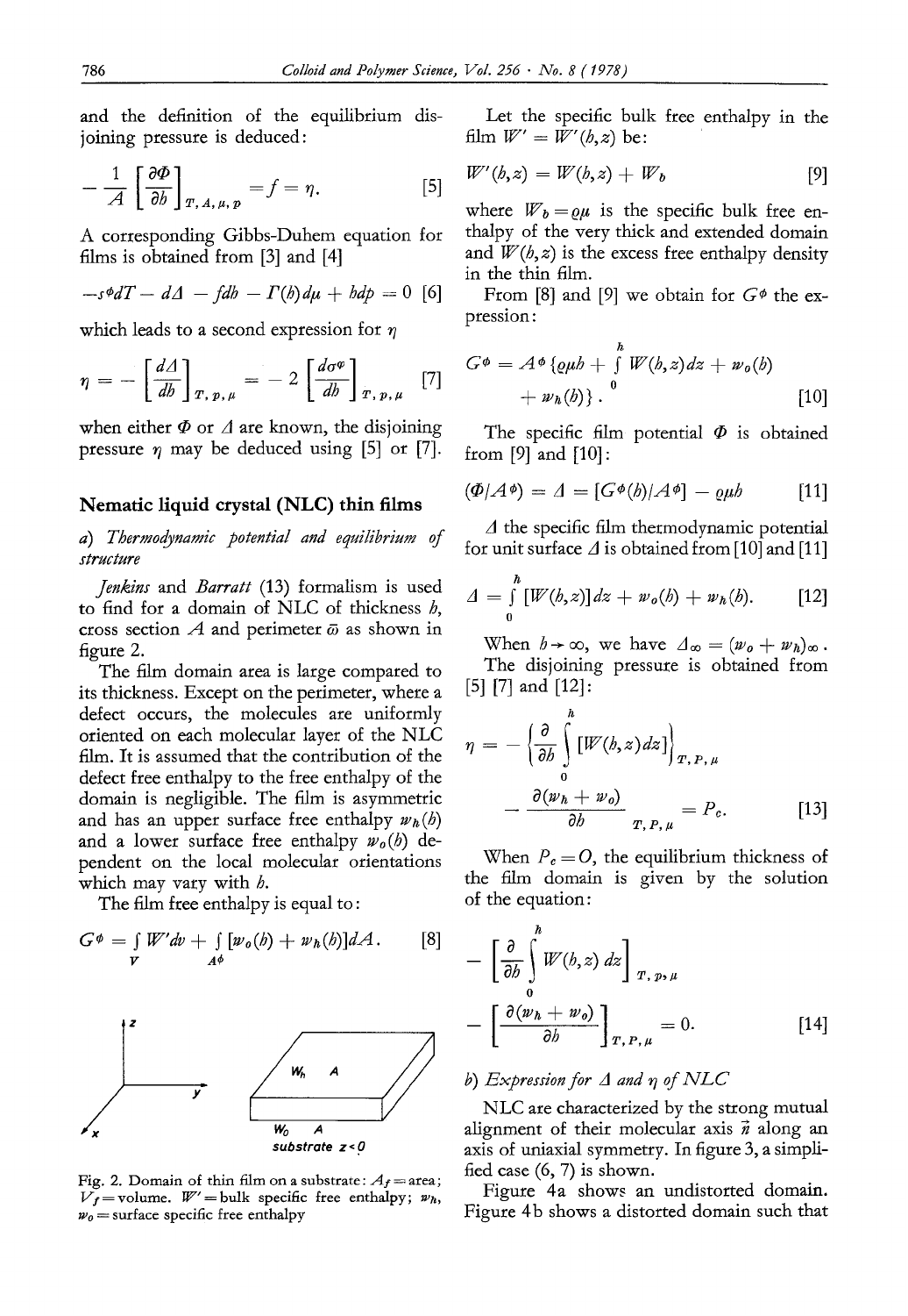and the definition of the equilibrium disjoining pressure is deduced:

$$-\frac{1}{A}\left[\frac{\partial \Phi}{\partial h}\right]_{T,A,\mu,p} = f = \eta. \qquad [5]$$

A corresponding Gibbs-Duhem equation for films is obtained from [3] and [4]

$$-s^{\Phi}dT - d\Delta - fdh - \Gamma(h)d\mu + hdp = 0 \qquad [6]$$

which leads to a second expression for $\eta$

$$\eta = -\left[\frac{d\Delta}{dh}\right]_{T,p,\mu} = -2\left[\frac{d\sigma^{\varphi}}{dh}\right]_{T,p,\mu} \qquad [7]$$

when either $\Phi$ or $\Delta$ are known, the disjoining pressure $\eta$ may be deduced using [5] or [7].

## Nematic liquid crystal (NLC) thin films

### *a) Thermodynamic potential and equilibrium of structure*

*Jenkins* and *Barratt* (13) formalism is used to find for a domain of NLC of thickness $h$, cross section $A$ and perimeter $\bar{\omega}$ as shown in figure 2.

The film domain area is large compared to its thickness. Except on the perimeter, where a defect occurs, the molecules are uniformly oriented on each molecular layer of the NLC film. It is assumed that the contribution of the defect free enthalpy to the free enthalpy of the domain is negligible. The film is asymmetric and has an upper surface free enthalpy $w_h(h)$ and a lower surface free enthalpy $w_0(h)$ dependent on the local molecular orientations which may vary with $h$.

The film free enthalpy is equal to:

$$G^{\Phi} = \int_V W'dv + \int_{A^{\Phi}} [w_0(h) + w_h(h)]dA. \qquad [8]$$

Fig. 2. Domain of thin film on a substrate: $A_f$ = area; $V_f$ = volume. $W'$ = bulk specific free enthalpy; $w_h$, $w_0$ = surface specific free enthalpy

Let the specific bulk free enthalpy in the film $W' = W'(h,z)$ be:

$$W'(h,z) = W(h,z) + W_b \qquad [9]$$

where $W_b = \varrho\mu$ is the specific bulk free enthalpy of the very thick and extended domain and $W(h,z)$ is the excess free enthalpy density in the thin film.

From [8] and [9] we obtain for $G^{\Phi}$ the expression:

$$G^{\Phi} = A^{\Phi}\{\varrho\mu h + \int_0^h W(h,z)dz + w_0(h) + w_h(h)\}. \qquad [10]$$

The specific film potential $\Phi$ is obtained from [9] and [10]:

$$(\Phi/A^{\Phi}) = \Delta = [G^{\Phi}(h)/A^{\Phi}] - \varrho\mu h \qquad [11]$$

$\Delta$ the specific film thermodynamic potential for unit surface $\Delta$ is obtained from [10] and [11]

$$\Delta = \int_0^h [W(h,z)]dz + w_0(h) + w_h(h). \qquad [12]$$

When $h \to \infty$, we have $\Delta_\infty = (w_0 + w_h)_\infty$.

The disjoining pressure is obtained from [5] [7] and [12]:

$$\eta = -\left\{\frac{\partial}{\partial h}\int_0^h [W(h,z)dz]\right\}_{T,P,\mu} - \frac{\partial(w_h + w_0)}{\partial h}_{T,P,\mu} = P_c. \qquad [13]$$

When $P_c = O$, the equilibrium thickness of the film domain is given by the solution of the equation:

$$-\left[\frac{\partial}{\partial h}\int_0^h W(h,z)\,dz\right]_{T,p,\mu} - \left[\frac{\partial(w_h + w_0)}{\partial h}\right]_{T,P,\mu} = 0. \qquad [14]$$

### *b) Expression for $\Delta$ and $\eta$ of NLC*

NLC are characterized by the strong mutual alignment of their molecular axis $\vec{n}$ along an axis of uniaxial symmetry. In figure 3, a simplified case (6, 7) is shown.

Figure 4a shows an undistorted domain. Figure 4b shows a distorted domain such that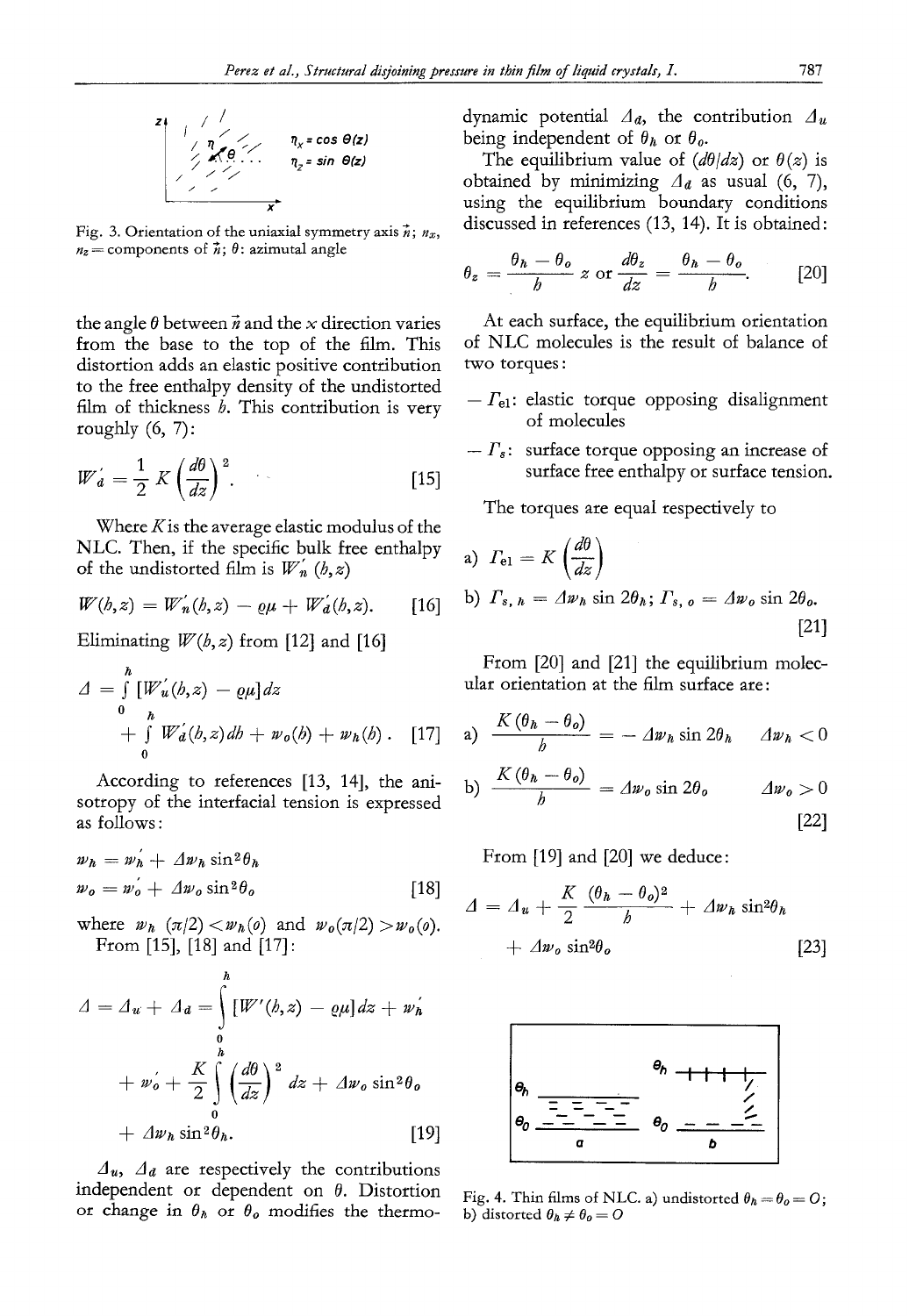Fig. 3. Orientation of the uniaxial symmetry axis $\vec{n}$; $n_x$, $n_z$ = components of $\vec{n}$; $\theta$: azimutal angle

the angle $\theta$ between $\vec{n}$ and the $x$ direction varies from the base to the top of the film. This distortion adds an elastic positive contribution to the free enthalpy density of the undistorted film of thickness $h$. This contribution is very roughly (6, 7):

$$W_d' = \frac{1}{2} K \left(\frac{d\theta}{dz}\right)^2. \qquad [15]$$

Where $K$ is the average elastic modulus of the NLC. Then, if the specific bulk free enthalpy of the undistorted film is $W_n'(h,z)$

$$W(h,z) = W_n'(h,z) - \varrho\mu + W_d'(h,z). \qquad [16]$$

Eliminating $W(h,z)$ from [12] and [16]

$$\Delta = \int_0^h [W_u'(h,z) - \varrho\mu]dz + \int_0^h W_d'(h,z)dh + w_o(h) + w_h(h). \qquad [17]$$

According to references [13, 14], the anisotropy of the interfacial tension is expressed as follows:

$$w_h = w_h' + \Delta w_h \sin^2\theta_h$$
$$w_o = w_o' + \Delta w_o \sin^2\theta_o \qquad [18]$$

where $w_h\,(\pi/2) < w_h(o)$ and $w_o(\pi/2) > w_o(o)$.

From [15], [18] and [17]:

$$\Delta = \Delta_u + \Delta_d = \int_0^h [W'(h,z) - \varrho\mu]dz + w_h' + w_o' + \frac{K}{2}\int_0^h \left(\frac{d\theta}{dz}\right)^2 dz + \Delta w_o \sin^2\theta_o + \Delta w_h \sin^2\theta_h. \qquad [19]$$

$\Delta_u$, $\Delta_d$ are respectively the contributions independent or dependent on $\theta$. Distortion or change in $\theta_h$ or $\theta_o$ modifies the thermodynamic potential $\Delta_d$, the contribution $\Delta_u$ being independent of $\theta_h$ or $\theta_o$.

The equilibrium value of $(d\theta/dz)$ or $\theta(z)$ is obtained by minimizing $\Delta_d$ as usual (6, 7), using the equilibrium boundary conditions discussed in references (13, 14). It is obtained:

$$\theta_z = \frac{\theta_h - \theta_o}{h} z \text{ or } \frac{d\theta_z}{dz} = \frac{\theta_h - \theta_o}{h}. \qquad [20]$$

At each surface, the equilibrium orientation of NLC molecules is the result of balance of two torques:

– $\Gamma_{el}$: elastic torque opposing disalignment of molecules

– $\Gamma_s$: surface torque opposing an increase of surface free enthalpy or surface tension.

The torques are equal respectively to

a) $\Gamma_{el} = K\left(\frac{d\theta}{dz}\right)$

b) $\Gamma_{s,h} = \Delta w_h \sin 2\theta_h$; $\Gamma_{s,o} = \Delta w_o \sin 2\theta_o$. $\qquad [21]$

From [20] and [21] the equilibrium molecular orientation at the film surface are:

a) $\dfrac{K(\theta_h - \theta_o)}{h} = -\Delta w_h \sin 2\theta_h \qquad \Delta w_h < 0$

b) $\dfrac{K(\theta_h - \theta_o)}{h} = \Delta w_o \sin 2\theta_o \qquad \Delta w_o > 0$ $\qquad [22]$

From [19] and [20] we deduce:

$$\Delta = \Delta_u + \frac{K}{2}\frac{(\theta_h - \theta_o)^2}{h} + \Delta w_h \sin^2\theta_h + \Delta w_o \sin^2\theta_o \qquad [23]$$

Fig. 4. Thin films of NLC. a) undistorted $\theta_h = \theta_o = O$; b) distorted $\theta_h \neq \theta_o = O$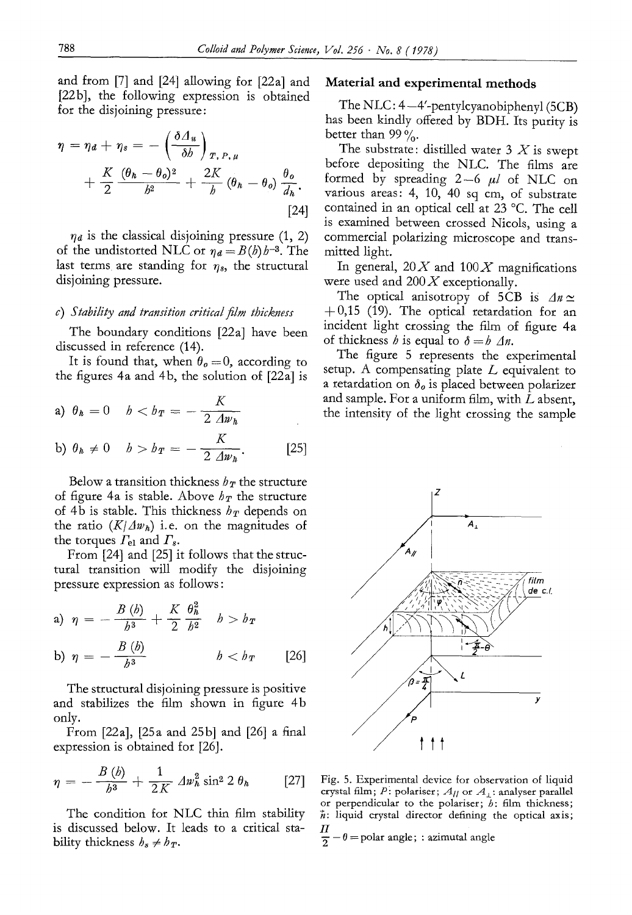and from [7] and [24] allowing for [22a] and [22b], the following expression is obtained for the disjoining pressure:

$$\eta = \eta_d + \eta_s = -\left(\frac{\delta \Delta_u}{\delta h}\right)_{T,P,\mu} + \frac{K}{2}\frac{(\theta_h - \theta_o)^2}{h^2} + \frac{2K}{h}(\theta_h - \theta_o)\frac{\theta_o}{d_h}. \quad [24]$$

$\eta_d$ is the classical disjoining pressure (1, 2) of the undistorted NLC or $\eta_d = B(h)h^{-3}$. The last terms are standing for $\eta_s$, the structural disjoining pressure.

*c) Stability and transition critical film thickness*

The boundary conditions [22a] have been discussed in reference (14).

It is found that, when $\theta_o = 0$, according to the figures 4a and 4b, the solution of [22a] is

$$\text{a)}\ \theta_h = 0 \quad h < h_T = -\frac{K}{2\,\Delta w_h}$$

$$\text{b)}\ \theta_h \neq 0 \quad h > h_T = -\frac{K}{2\,\Delta w_h}. \quad [25]$$

Below a transition thickness $h_T$ the structure of figure 4a is stable. Above $h_T$ the structure of 4b is stable. This thickness $h_T$ depends on the ratio $(K/\Delta w_h)$ i.e. on the magnitudes of the torques $\Gamma_{el}$ and $\Gamma_s$.

From [24] and [25] it follows that the structural transition will modify the disjoining pressure expression as follows:

$$\text{a)}\ \eta = -\frac{B(h)}{h^3} + \frac{K}{2}\frac{\theta_h^2}{h^2} \quad h > h_T$$

$$\text{b)}\ \eta = -\frac{B(h)}{h^3} \quad h < h_T \quad [26]$$

The structural disjoining pressure is positive and stabilizes the film shown in figure 4b only.

From [22a], [25a and 25b] and [26] a final expression is obtained for [26].

$$\eta = -\frac{B(h)}{h^3} + \frac{1}{2K}\Delta w_h^2 \sin^2 2\,\theta_h \quad [27]$$

The condition for NLC thin film stability is discussed below. It leads to a critical stability thickness $h_s \neq h_T$.

## Material and experimental methods

The NLC: 4—4′-pentylcyanobiphenyl (5CB) has been kindly offered by BDH. Its purity is better than 99 %.

The substrate: distilled water 3 X is swept before depositing the NLC. The films are formed by spreading 2—6 $\mu l$ of NLC on various areas: 4, 10, 40 sq cm, of substrate contained in an optical cell at 23 °C. The cell is examined between crossed Nicols, using a commercial polarizing microscope and transmitted light.

In general, 20 X and 100 X magnifications were used and 200 X exceptionally.

The optical anisotropy of 5CB is $\Delta n \simeq +0{,}15$ (19). The optical retardation for an incident light crossing the film of figure 4a of thickness $h$ is equal to $\delta = h\,\Delta n$.

The figure 5 represents the experimental setup. A compensating plate $L$ equivalent to a retardation on $\delta_o$ is placed between polarizer and sample. For a uniform film, with $L$ absent, the intensity of the light crossing the sample

Fig. 5. Experimental device for observation of liquid crystal film; $P$: polariser; $A_{//}$ or $A_{\perp}$: analyser parallel or perpendicular to the polariser; $h$: film thickness; $\vec{n}$: liquid crystal director defining the optical axis; $\frac{\Pi}{2} - \theta$ = polar angle; : azimutal angle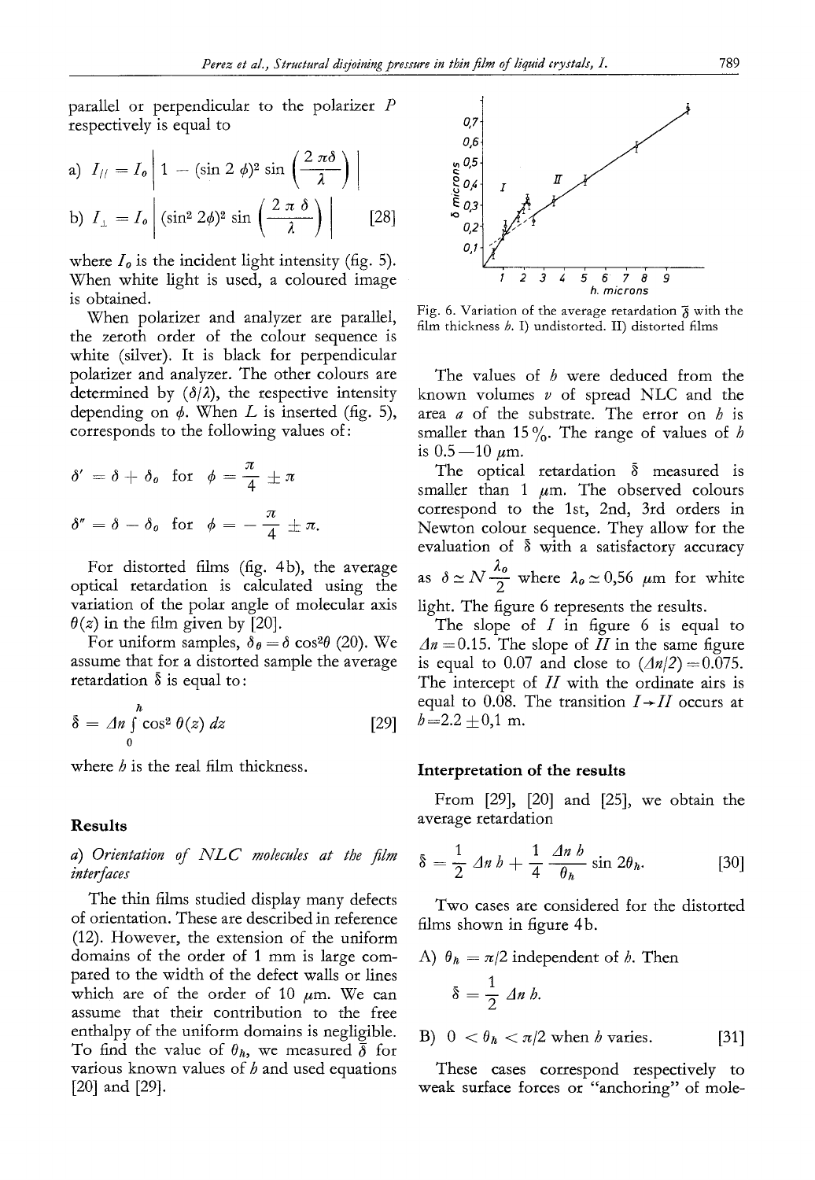parallel or perpendicular to the polarizer $P$ respectively is equal to

$$\text{a)}\ I_{//} = I_0 \left| 1 - (\sin 2\phi)^2 \sin\left(\frac{2\pi\delta}{\lambda}\right) \right|$$

$$\text{b)}\ I_{\perp} = I_0 \left| (\sin^2 2\phi)^2 \sin\left(\frac{2\pi\delta}{\lambda}\right) \right| \qquad [28]$$

where $I_0$ is the incident light intensity (fig. 5). When white light is used, a coloured image is obtained.

When polarizer and analyzer are parallel, the zeroth order of the colour sequence is white (silver). It is black for perpendicular polarizer and analyzer. The other colours are determined by $(\delta/\lambda)$, the respective intensity depending on $\phi$. When $L$ is inserted (fig. 5), corresponds to the following values of:

$$\delta' = \delta + \delta_0 \quad \text{for} \quad \phi = \frac{\pi}{4} \pm \pi$$

$$\delta'' = \delta - \delta_0 \quad \text{for} \quad \phi = -\frac{\pi}{4} \pm \pi.$$

For distorted films (fig. 4b), the average optical retardation is calculated using the variation of the polar angle of molecular axis $\theta(z)$ in the film given by [20].

For uniform samples, $\delta_\theta = \delta \cos^2\theta$ (20). We assume that for a distorted sample the average retardation $\bar{\delta}$ is equal to:

$$\bar{\delta} = \Delta n \int_0^h \cos^2 \theta(z)\, dz \qquad [29]$$

where $h$ is the real film thickness.

## Results

### a) *Orientation of NLC molecules at the film interfaces*

The thin films studied display many defects of orientation. These are described in reference (12). However, the extension of the uniform domains of the order of 1 mm is large compared to the width of the defect walls or lines which are of the order of 10 $\mu$m. We can assume that their contribution to the free enthalpy of the uniform domains is negligible. To find the value of $\theta_h$, we measured $\bar{\delta}$ for various known values of $h$ and used equations [20] and [29].

Fig. 6. Variation of the average retardation $\bar{\delta}$ with the film thickness $h$. I) undistorted. II) distorted films

The values of $h$ were deduced from the known volumes $v$ of spread NLC and the area $a$ of the substrate. The error on $h$ is smaller than 15%. The range of values of $h$ is 0.5—10 $\mu$m.

The optical retardation $\bar{\delta}$ measured is smaller than 1 $\mu$m. The observed colours correspond to the 1st, 2nd, 3rd orders in Newton colour sequence. They allow for the evaluation of $\bar{\delta}$ with a satisfactory accuracy as $\delta \simeq N \frac{\lambda_0}{2}$ where $\lambda_0 \simeq 0{,}56$ $\mu$m for white light. The figure 6 represents the results.

The slope of $I$ in figure 6 is equal to $\Delta n = 0.15$. The slope of $II$ in the same figure is equal to 0.07 and close to $(\Delta n/2) = 0.075$. The intercept of $II$ with the ordinate airs is equal to 0.08. The transition $I \rightarrow II$ occurs at $h = 2.2 \pm 0{,}1$ m.

## Interpretation of the results

From [29], [20] and [25], we obtain the average retardation

$$\bar{\delta} = \frac{1}{2} \Delta n\, h + \frac{1}{4} \frac{\Delta n\, h}{\theta_h} \sin 2\theta_h. \qquad [30]$$

Two cases are considered for the distorted films shown in figure 4b.

A) $\theta_h = \pi/2$ independent of $h$. Then

$$\bar{\delta} = \frac{1}{2} \Delta n\, h.$$

B) $0 < \theta_h < \pi/2$ when $h$ varies. [31]

These cases correspond respectively to weak surface forces or "anchoring" of mole-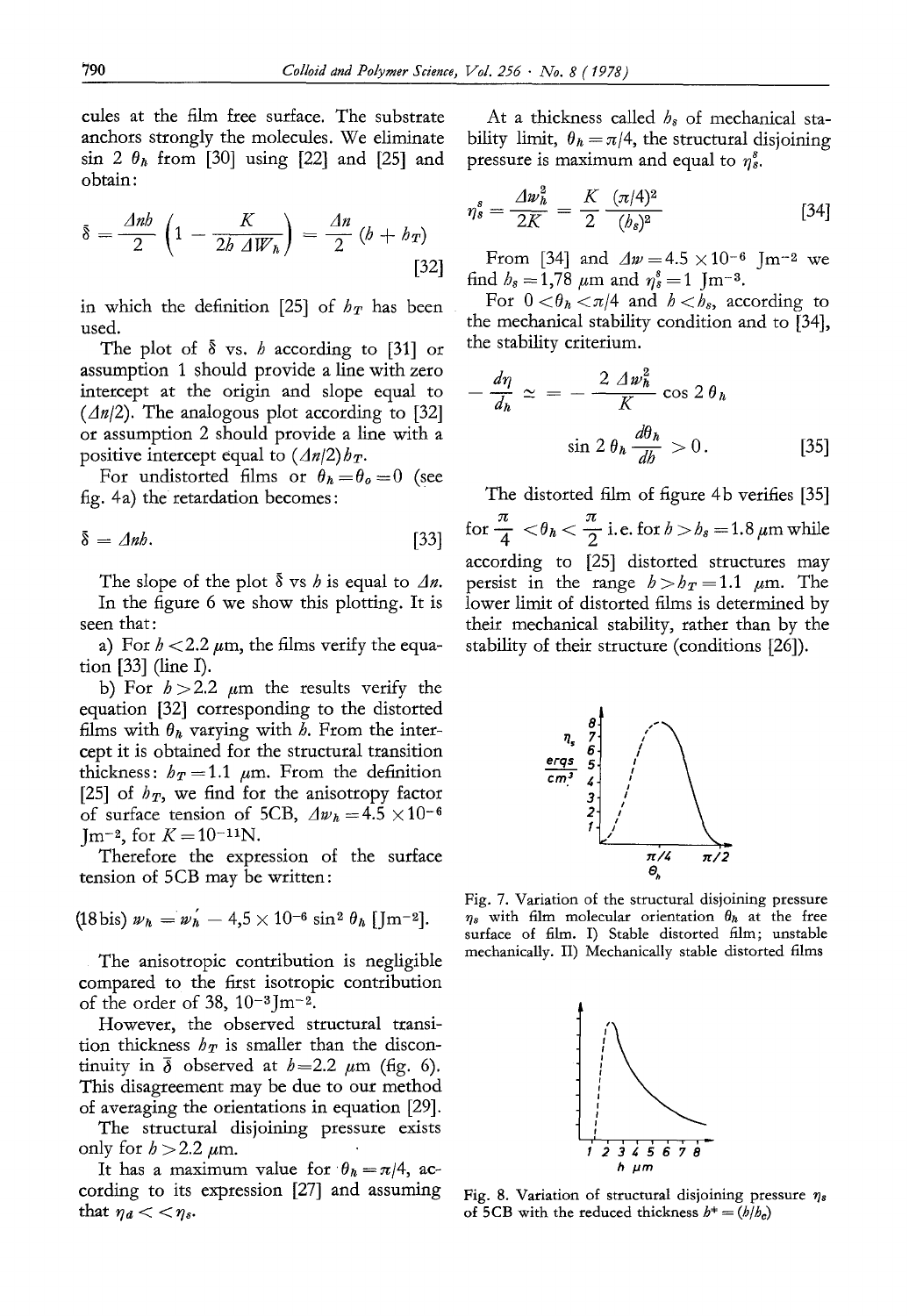cules at the film free surface. The substrate anchors strongly the molecules. We eliminate $\sin 2\theta_h$ from [30] using [22] and [25] and obtain:

$$\delta = \frac{\Delta n b}{2}\left(1 - \frac{K}{2b\,\Delta W_h}\right) = \frac{\Delta n}{2}(b + b_T) \qquad [32]$$

in which the definition [25] of $b_T$ has been used.

The plot of $\delta$ vs. $b$ according to [31] or assumption 1 should provide a line with zero intercept at the origin and slope equal to $(\Delta n/2)$. The analogous plot according to [32] or assumption 2 should provide a line with a positive intercept equal to $(\Delta n/2)b_T$.

For undistorted films or $\theta_h = \theta_0 = 0$ (see fig. 4a) the retardation becomes:

$$\delta = \Delta n b. \qquad [33]$$

The slope of the plot $\delta$ vs $b$ is equal to $\Delta n$.

In the figure 6 we show this plotting. It is seen that:

a) For $b < 2.2$ $\mu$m, the films verify the equation [33] (line I).

b) For $b > 2.2$ $\mu$m the results verify the equation [32] corresponding to the distorted films with $\theta_h$ varying with $b$. From the intercept it is obtained for the structural transition thickness: $b_T = 1.1$ $\mu$m. From the definition [25] of $b_T$, we find for the anisotropy factor of surface tension of 5CB, $\Delta w_h = 4.5 \times 10^{-6}$ Jm$^{-2}$, for $K = 10^{-11}$N.

Therefore the expression of the surface tension of 5CB may be written:

$$\text{(18 bis)} \quad w_h = w_h' - 4{,}5 \times 10^{-6} \sin^2 \theta_h \ [\text{Jm}^{-2}].$$

The anisotropic contribution is negligible compared to the first isotropic contribution of the order of 38, $10^{-3}$Jm$^{-2}$.

However, the observed structural transition thickness $b_T$ is smaller than the discontinuity in $\delta$ observed at $b = 2.2$ $\mu$m (fig. 6). This disagreement may be due to our method of averaging the orientations in equation [29].

The structural disjoining pressure exists only for $b > 2.2$ $\mu$m.

It has a maximum value for $\theta_h = \pi/4$, according to its expression [27] and assuming that $\eta_d \ll \eta_s$.

At a thickness called $b_s$ of mechanical stability limit, $\theta_h = \pi/4$, the structural disjoining pressure is maximum and equal to $\eta_s^s$.

$$\eta_s^s = \frac{\Delta w_h^2}{2K} = \frac{K}{2}\frac{(\pi/4)^2}{(b_s)^2} \qquad [34]$$

From [34] and $\Delta w = 4.5 \times 10^{-6}$ Jm$^{-2}$ we find $b_s = 1{,}78$ $\mu$m and $\eta_s^s = 1$ Jm$^{-3}$.

For $0 < \theta_h < \pi/4$ and $b < b_s$, according to the mechanical stability condition and to [34], the stability criterium.

$$-\frac{d\eta}{d_h} \simeq = -\frac{2\,\Delta w_h^2}{K}\cos 2\theta_h$$

$$\sin 2\theta_h \frac{d\theta_h}{db} > 0. \qquad [35]$$

The distorted film of figure 4b verifies [35] for $\frac{\pi}{4} < \theta_h < \frac{\pi}{2}$ i.e. for $b > b_s = 1.8$ $\mu$m while according to [25] distorted structures may persist in the range $b > b_T = 1.1$ $\mu$m. The lower limit of distorted films is determined by their mechanical stability, rather than by the stability of their structure (conditions [26]).

Fig. 7. Variation of the structural disjoining pressure $\eta_s$ with film molecular orientation $\theta_h$ at the free surface of film. I) Stable distorted film; unstable mechanically. II) Mechanically stable distorted films

Fig. 8. Variation of structural disjoining pressure $\eta_s$ of 5CB with the reduced thickness $b^* = (b/b_c)$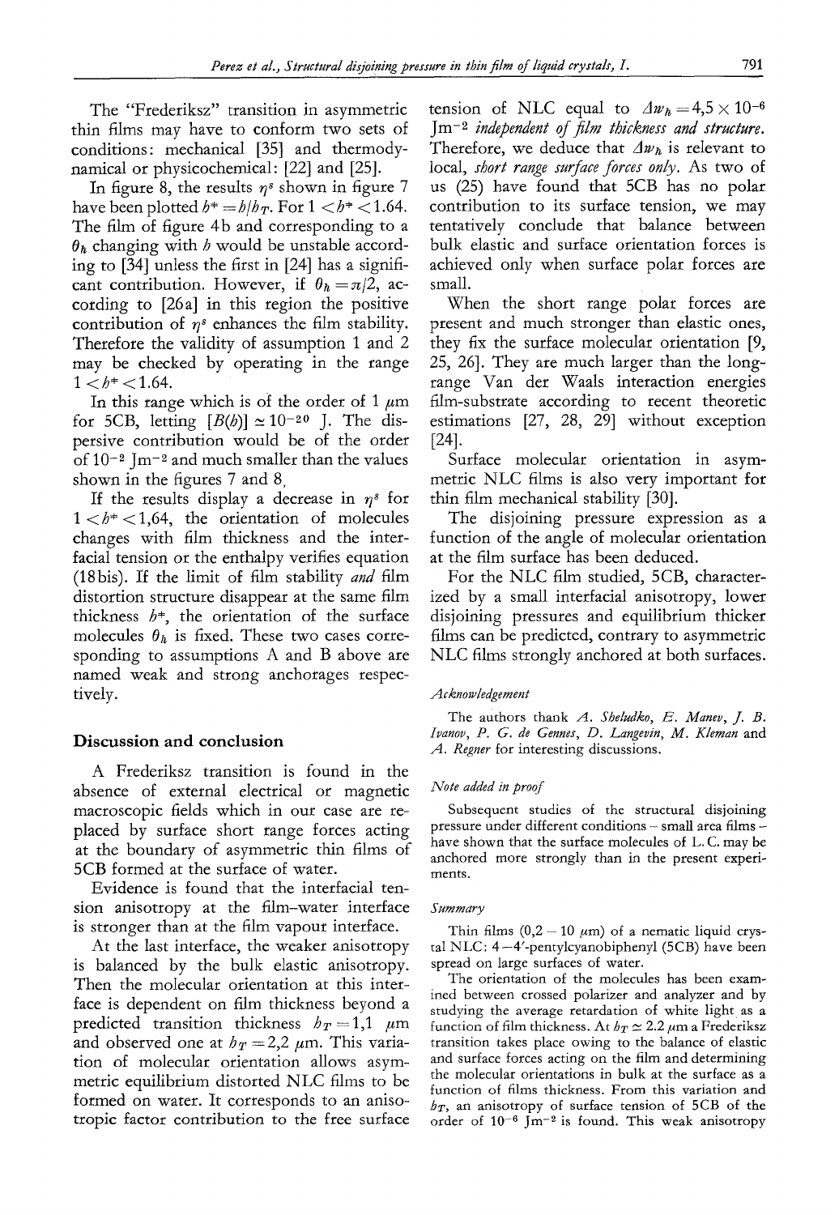The "Frederiksz" transition in asymmetric thin films may have to conform two sets of conditions: mechanical [35] and thermodynamical or physicochemical: [22] and [25].

In figure 8, the results $\eta^s$ shown in figure 7 have been plotted $h^+ = h/h_T$. For $1 < h^+ < 1.64$. The film of figure 4b and corresponding to a $\theta_h$ changing with $h$ would be unstable according to [34] unless the first in [24] has a significant contribution. However, if $\theta_h = \pi/2$, according to [26a] in this region the positive contribution of $\eta^s$ enhances the film stability. Therefore the validity of assumption 1 and 2 may be checked by operating in the range $1 < h^+ < 1.64$.

In this range which is of the order of 1 $\mu$m for 5CB, letting $[B(h)] \simeq 10^{-20}$ J. The dispersive contribution would be of the order of $10^{-2}$ Jm$^{-2}$ and much smaller than the values shown in the figures 7 and 8.

If the results display a decrease in $\eta^s$ for $1 < h^+ < 1{,}64$, the orientation of molecules changes with film thickness and the interfacial tension or the enthalpy verifies equation (18bis). If the limit of film stability *and* film distortion structure disappear at the same film thickness $h^+$, the orientation of the surface molecules $\theta_h$ is fixed. These two cases corresponding to assumptions A and B above are named weak and strong anchorages respectively.

## Discussion and conclusion

A Frederiksz transition is found in the absence of external electrical or magnetic macroscopic fields which in our case are replaced by surface short range forces acting at the boundary of asymmetric thin films of 5CB formed at the surface of water.

Evidence is found that the interfacial tension anisotropy at the film–water interface is stronger than at the film vapour interface.

At the last interface, the weaker anisotropy is balanced by the bulk elastic anisotropy. Then the molecular orientation at this interface is dependent on film thickness beyond a predicted transition thickness $h_T = 1{,}1$ $\mu$m and observed one at $h_T = 2{,}2$ $\mu$m. This variation of molecular orientation allows asymmetric equilibrium distorted NLC films to be formed on water. It corresponds to an anisotropic factor contribution to the free surface tension of NLC equal to $\Delta w_h = 4{,}5 \times 10^{-6}$ Jm$^{-2}$ *independent of film thickness and structure*. Therefore, we deduce that $\Delta w_h$ is relevant to local, *short range surface forces only*. As two of us (25) have found that 5CB has no polar contribution to its surface tension, we may tentatively conclude that balance between bulk elastic and surface orientation forces is achieved only when surface polar forces are small.

When the short range polar forces are present and much stronger than elastic ones, they fix the surface molecular orientation [9, 25, 26]. They are much larger than the long-range Van der Waals interaction energies film-substrate according to recent theoretic estimations [27, 28, 29] without exception [24].

Surface molecular orientation in asymmetric NLC films is also very important for thin film mechanical stability [30].

The disjoining pressure expression as a function of the angle of molecular orientation at the film surface has been deduced.

For the NLC film studied, 5CB, characterized by a small interfacial anisotropy, lower disjoining pressures and equilibrium thicker films can be predicted, contrary to asymmetric NLC films strongly anchored at both surfaces.

### *Acknowledgement*

The authors thank *A. Sheludko*, *E. Manev*, *J. B. Ivanov*, *P. G. de Gennes*, *D. Langevin*, *M. Kleman* and *A. Regner* for interesting discussions.

### *Note added in proof*

Subsequent studies of the structural disjoining pressure under different conditions – small area films – have shown that the surface molecules of L. C. may be anchored more strongly than in the present experiments.

### *Summary*

Thin films (0,2 – 10 $\mu$m) of a nematic liquid crystal NLC: 4–4′-pentylcyanobiphenyl (5CB) have been spread on large surfaces of water.

The orientation of the molecules has been examined between crossed polarizer and analyzer and by studying the average retardation of white light as a function of film thickness. At $h_T \simeq 2.2$ $\mu$m a Frederiksz transition takes place owing to the balance of elastic and surface forces acting on the film and determining the molecular orientations in bulk at the surface as a function of films thickness. From this variation and $h_T$, an anisotropy of surface tension of 5CB of the order of $10^{-6}$ Jm$^{-2}$ is found. This weak anisotropy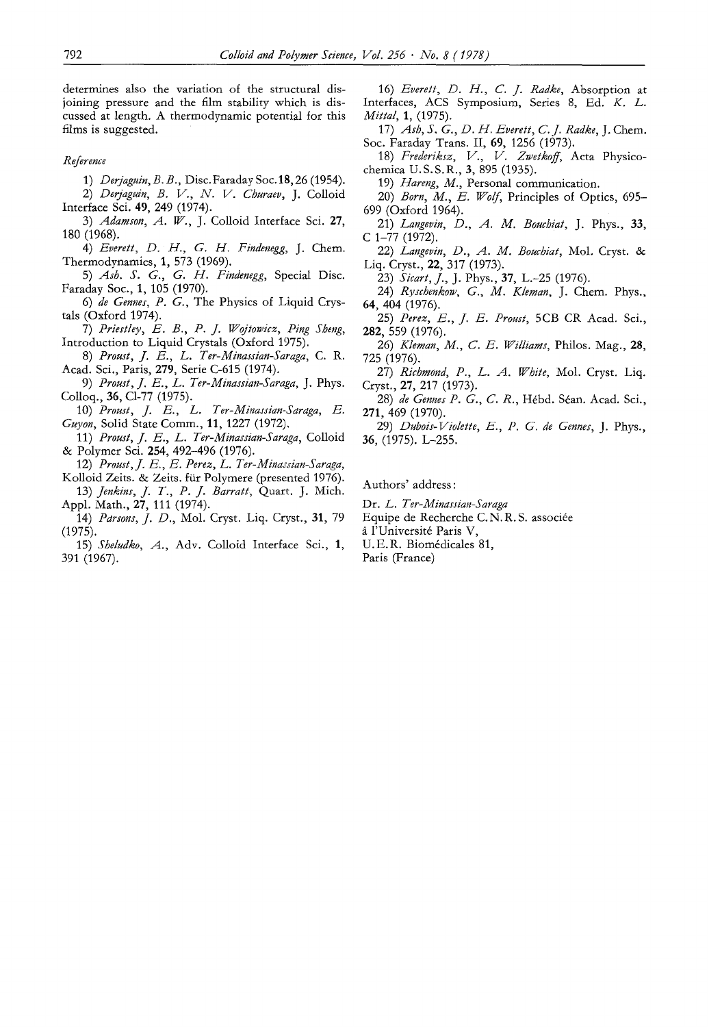determines also the variation of the structural disjoining pressure and the film stability which is discussed at length. A thermodynamic potential for this films is suggested.

*Reference*

1) *Derjaguin, B. B.*, Disc. Faraday Soc. **18**, 26 (1954).

2) *Derjaguin, B. V., N. V. Churaev*, J. Colloid Interface Sci. **49**, 249 (1974).

3) *Adamson, A. W.*, J. Colloid Interface Sci. **27**, 180 (1968).

4) *Everett, D. H., G. H. Findenegg*, J. Chem. Thermodynamics, **1**, 573 (1969).

5) *Ash. S. G., G. H. Findenegg*, Special Disc. Faraday Soc., **1**, 105 (1970).

6) *de Gennes, P. G.*, The Physics of Liquid Crystals (Oxford 1974).

7) *Priestley, E. B., P. J. Wojtowicz, Ping Sheng*, Introduction to Liquid Crystals (Oxford 1975).

8) *Proust, J. E., L. Ter-Minassian-Saraga*, C. R. Acad. Sci., Paris, **279**, Serie C-615 (1974).

9) *Proust, J. E., L. Ter-Minassian-Saraga*, J. Phys. Colloq., **36**, Cl-77 (1975).

10) *Proust, J. E., L. Ter-Minassian-Saraga, E. Guyon*, Solid State Comm., **11**, 1227 (1972).

11) *Proust, J. E., L. Ter-Minassian-Saraga*, Colloid & Polymer Sci. **254**, 492–496 (1976).

12) *Proust, J. E., E. Perez, L. Ter-Minassian-Saraga*, Kolloid Zeits. & Zeits. für Polymere (presented 1976).

13) *Jenkins, J. T., P. J. Barratt*, Quart. J. Mich. Appl. Math., **27**, 111 (1974).

14) *Parsons, J. D.*, Mol. Cryst. Liq. Cryst., **31**, 79 (1975).

15) *Sheludko, A.*, Adv. Colloid Interface Sci., **1**, 391 (1967).

16) *Everett, D. H., C. J. Radke*, Absorption at Interfaces, ACS Symposium, Series 8, Ed. *K. L. Mittal*, **1**, (1975).

17) *Ash, S. G., D. H. Everett, C. J. Radke*, J. Chem. Soc. Faraday Trans. II, **69**, 1256 (1973).

18) *Frederiksz, V., V. Zwetkoff*, Acta Physicochemica U.S.S.R., **3**, 895 (1935).

19) *Hareng, M.*, Personal communication.

20) *Born, M., E. Wolf*, Principles of Optics, 695–699 (Oxford 1964).

21) *Langevin, D., A. M. Bouchiat*, J. Phys., **33**, C 1-77 (1972).

22) *Langevin, D., A. M. Bouchiat*, Mol. Cryst. & Liq. Cryst., **22**, 317 (1973).

23) *Sicart, J.*, J. Phys., **37**, L.-25 (1976).

24) *Ryschenkow, G., M. Kleman*, J. Chem. Phys., **64**, 404 (1976).

25) *Perez, E., J. E. Proust*, 5CB CR Acad. Sci., **282**, 559 (1976).

26) *Kleman, M., C. E. Williams*, Philos. Mag., **28**, 725 (1976).

27) *Richmond, P., L. A. White*, Mol. Cryst. Liq. Cryst., **27**, 217 (1973).

28) *de Gennes P. G., C. R.*, Hébd. Séan. Acad. Sci., **271**, 469 (1970).

29) *Dubois-Violette, E., P. G. de Gennes*, J. Phys., **36**, (1975). L-255.

Authors' address:

Dr. *L. Ter-Minassian-Saraga*
Equipe de Recherche C.N.R.S. associée
à l'Université Paris V,
U.E.R. Biomédicales 81,
Paris (France)